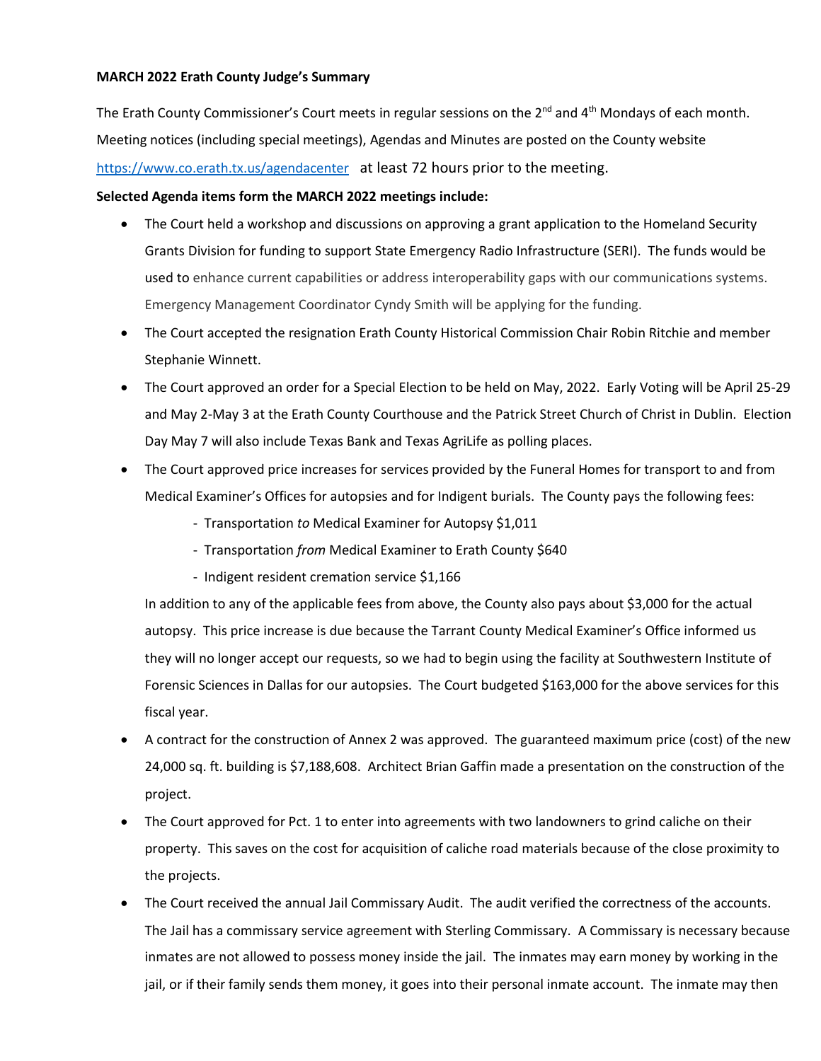**MARCH 2022 Erath County Judge's Summary**

The Erath County Commissioner's Court meets in regular sessions on the 2nd and 4th Mondays of each month. Meeting notices (including special meetings), Agendas and Minutes are posted on the County website https://www.co.erath.tx.us/agendacenter at least 72 hours prior to the meeting.

**Selected Agenda items form the MARCH 2022 meetings include:**

- The Court held a workshop and discussions on approving a grant application to the Homeland Security Grants Division for funding to support State Emergency Radio Infrastructure (SERI). The funds would be used to enhance current capabilities or address interoperability gaps with our communications systems. Emergency Management Coordinator Cyndy Smith will be applying for the funding.
- The Court accepted the resignation Erath County Historical Commission Chair Robin Ritchie and member Stephanie Winnett.
- The Court approved an order for a Special Election to be held on May, 2022. Early Voting will be April 25-29 and May 2-May 3 at the Erath County Courthouse and the Patrick Street Church of Christ in Dublin. Election Day May 7 will also include Texas Bank and Texas AgriLife as polling places.
- The Court approved price increases for services provided by the Funeral Homes for transport to and from Medical Examiner's Offices for autopsies and for Indigent burials. The County pays the following fees:
  - Transportation *to* Medical Examiner for Autopsy $1,011
  - Transportation *from* Medical Examiner to Erath County $640
  - Indigent resident cremation service $1,166

  In addition to any of the applicable fees from above, the County also pays about $3,000 for the actual autopsy. This price increase is due because the Tarrant County Medical Examiner's Office informed us they will no longer accept our requests, so we had to begin using the facility at Southwestern Institute of Forensic Sciences in Dallas for our autopsies. The Court budgeted $163,000 for the above services for this fiscal year.
- A contract for the construction of Annex 2 was approved. The guaranteed maximum price (cost) of the new 24,000 sq. ft. building is $7,188,608. Architect Brian Gaffin made a presentation on the construction of the project.
- The Court approved for Pct. 1 to enter into agreements with two landowners to grind caliche on their property. This saves on the cost for acquisition of caliche road materials because of the close proximity to the projects.
- The Court received the annual Jail Commissary Audit. The audit verified the correctness of the accounts. The Jail has a commissary service agreement with Sterling Commissary. A Commissary is necessary because inmates are not allowed to possess money inside the jail. The inmates may earn money by working in the jail, or if their family sends them money, it goes into their personal inmate account. The inmate may then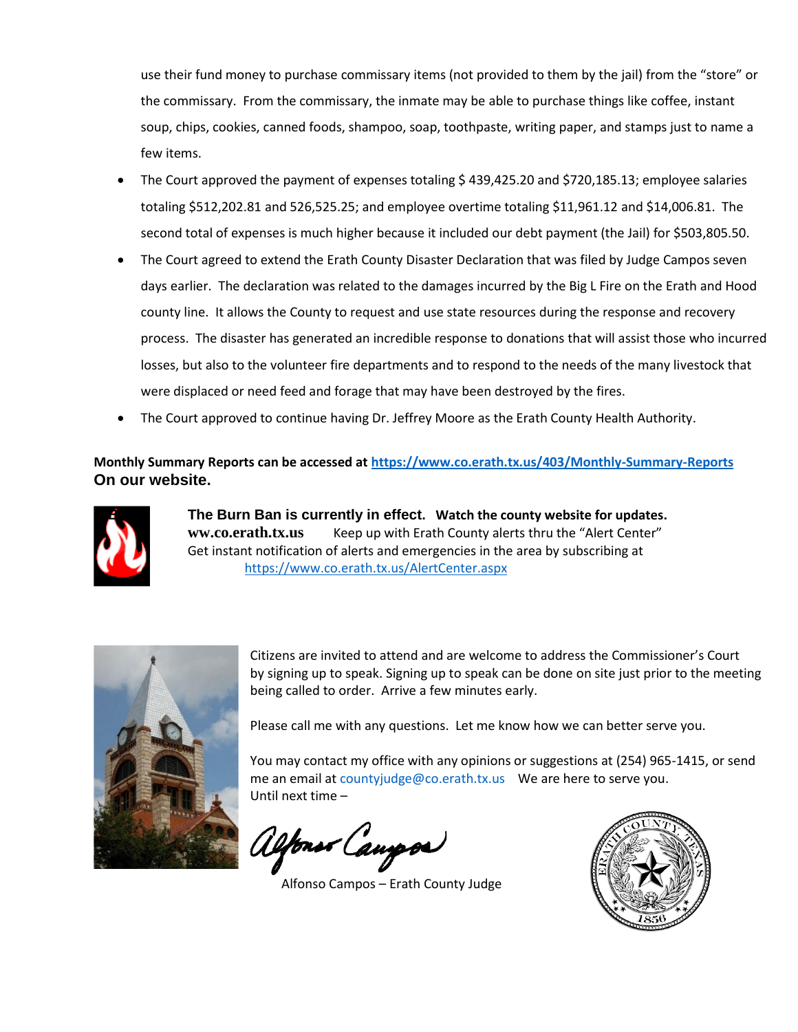use their fund money to purchase commissary items (not provided to them by the jail) from the "store" or the commissary. From the commissary, the inmate may be able to purchase things like coffee, instant soup, chips, cookies, canned foods, shampoo, soap, toothpaste, writing paper, and stamps just to name a few items.

- The Court approved the payment of expenses totaling $ 439,425.20 and $720,185.13; employee salaries totaling $512,202.81 and 526,525.25; and employee overtime totaling $11,961.12 and $14,006.81. The second total of expenses is much higher because it included our debt payment (the Jail) for $503,805.50.
- The Court agreed to extend the Erath County Disaster Declaration that was filed by Judge Campos seven days earlier. The declaration was related to the damages incurred by the Big L Fire on the Erath and Hood county line. It allows the County to request and use state resources during the response and recovery process. The disaster has generated an incredible response to donations that will assist those who incurred losses, but also to the volunteer fire departments and to respond to the needs of the many livestock that were displaced or need feed and forage that may have been destroyed by the fires.
- The Court approved to continue having Dr. Jeffrey Moore as the Erath County Health Authority.

**Monthly Summary Reports can be accessed at https://www.co.erath.tx.us/403/Monthly-Summary-Reports On our website.**

**The Burn Ban is currently in effect. Watch the county website for updates.**
**ww.co.erath.tx.us** Keep up with Erath County alerts thru the "Alert Center"
Get instant notification of alerts and emergencies in the area by subscribing at https://www.co.erath.tx.us/AlertCenter.aspx

Citizens are invited to attend and are welcome to address the Commissioner's Court by signing up to speak. Signing up to speak can be done on site just prior to the meeting being called to order. Arrive a few minutes early.

Please call me with any questions. Let me know how we can better serve you.

You may contact my office with any opinions or suggestions at (254) 965-1415, or send me an email at countyjudge@co.erath.tx.us We are here to serve you.
Until next time –

Alfonso Campos – Erath County Judge